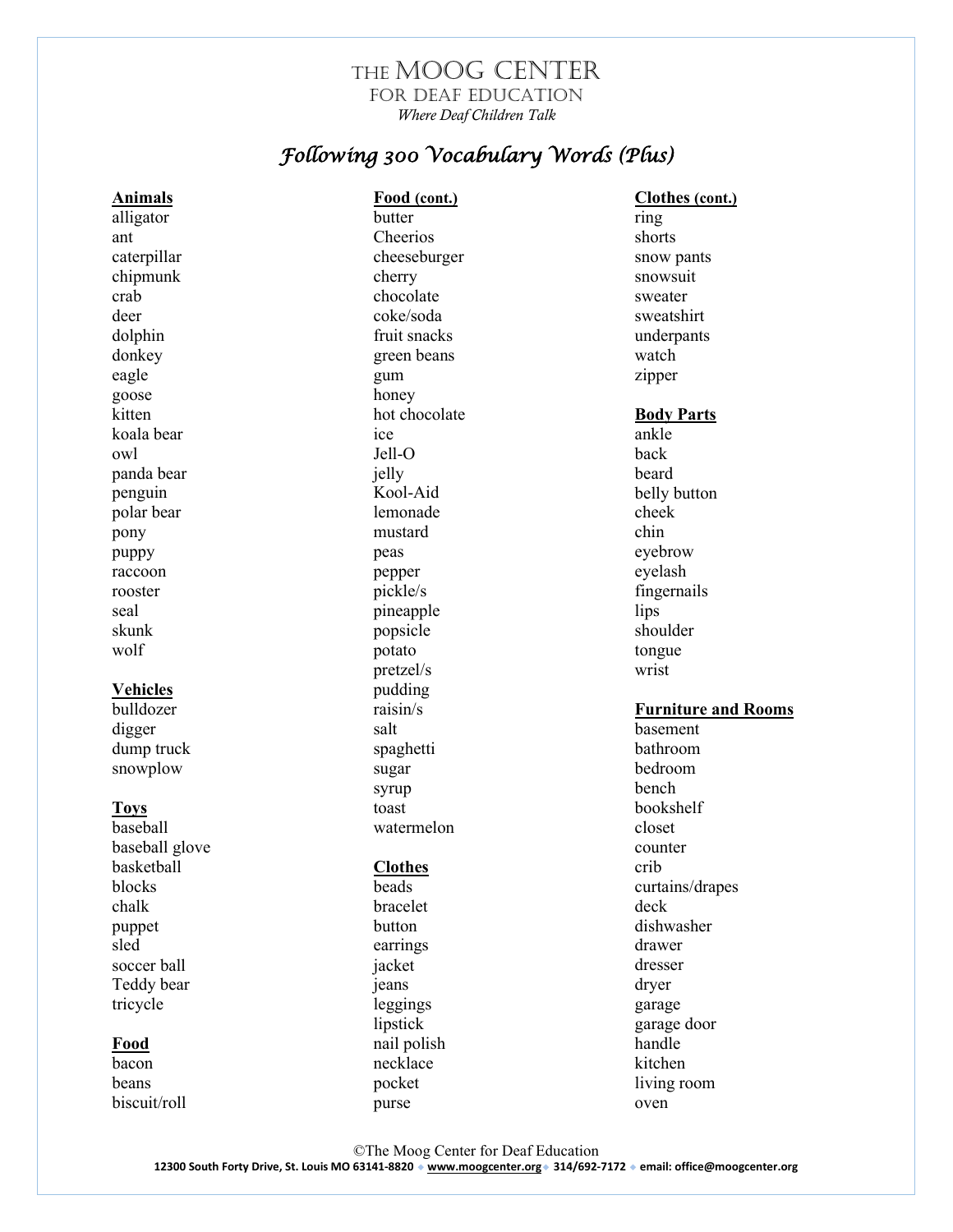# THE MOOG CENTER
## FOR DEAF EDUCATION
*Where Deaf Children Talk*

## *Following 300 Vocabulary Words (Plus)*

**Animals**
alligator
ant
caterpillar
chipmunk
crab
deer
dolphin
donkey
eagle
goose
kitten
koala bear
owl
panda bear
penguin
polar bear
pony
puppy
raccoon
rooster
seal
skunk
wolf

**Vehicles**
bulldozer
digger
dump truck
snowplow

**Toys**
baseball
baseball glove
basketball
blocks
chalk
puppet
sled
soccer ball
Teddy bear
tricycle

**Food**
bacon
beans
biscuit/roll

**Food (cont.)**
butter
Cheerios
cheeseburger
cherry
chocolate
coke/soda
fruit snacks
green beans
gum
honey
hot chocolate
ice
Jell-O
jelly
Kool-Aid
lemonade
mustard
peas
pepper
pickle/s
pineapple
popsicle
potato
pretzel/s
pudding
raisin/s
salt
spaghetti
sugar
syrup
toast
watermelon

**Clothes**
beads
bracelet
button
earrings
jacket
jeans
leggings
lipstick
nail polish
necklace
pocket
purse

**Clothes (cont.)**
ring
shorts
snow pants
snowsuit
sweater
sweatshirt
underpants
watch
zipper

**Body Parts**
ankle
back
beard
belly button
cheek
chin
eyebrow
eyelash
fingernails
lips
shoulder
tongue
wrist

**Furniture and Rooms**
basement
bathroom
bedroom
bench
bookshelf
closet
counter
crib
curtains/drapes
deck
dishwasher
drawer
dresser
dryer
garage
garage door
handle
kitchen
living room
oven

©The Moog Center for Deaf Education
12300 South Forty Drive, St. Louis MO 63141-8820 ◆ www.moogcenter.org ◆ 314/692-7172 ◆ email: office@moogcenter.org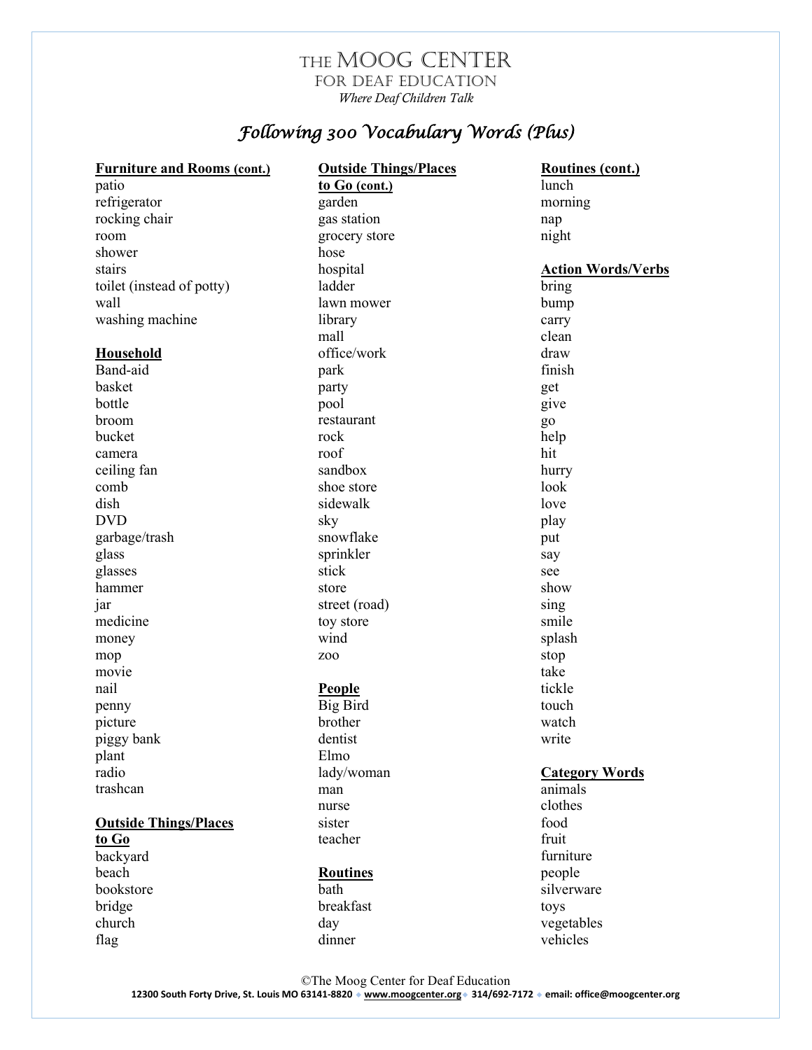# THE MOOG CENTER FOR DEAF EDUCATION

*Where Deaf Children Talk*

## *Following 300 Vocabulary Words (Plus)*

**Furniture and Rooms (cont.)**

patio
refrigerator
rocking chair
room
shower
stairs
toilet (instead of potty)
wall
washing machine

**Household**

Band-aid
basket
bottle
broom
bucket
camera
ceiling fan
comb
dish
DVD
garbage/trash
glass
glasses
hammer
jar
medicine
money
mop
movie
nail
penny
picture
piggy bank
plant
radio
trashcan

**Outside Things/Places to Go**

backyard
beach
bookstore
bridge
church
flag

**Outside Things/Places to Go (cont.)**

garden
gas station
grocery store
hose
hospital
ladder
lawn mower
library
mall
office/work
park
party
pool
restaurant
rock
roof
sandbox
shoe store
sidewalk
sky
snowflake
sprinkler
stick
store
street (road)
toy store
wind
zoo

**People**

Big Bird
brother
dentist
Elmo
lady/woman
man
nurse
sister
teacher

**Routines**

bath
breakfast
day
dinner

**Routines (cont.)**

lunch
morning
nap
night

**Action Words/Verbs**

bring
bump
carry
clean
draw
finish
get
give
go
help
hit
hurry
look
love
play
put
say
see
show
sing
smile
splash
stop
take
tickle
touch
watch
write

**Category Words**

animals
clothes
food
fruit
furniture
people
silverware
toys
vegetables
vehicles

©The Moog Center for Deaf Education
12300 South Forty Drive, St. Louis MO 63141-8820 ◆ www.moogcenter.org ◆ 314/692-7172 ◆ email: office@moogcenter.org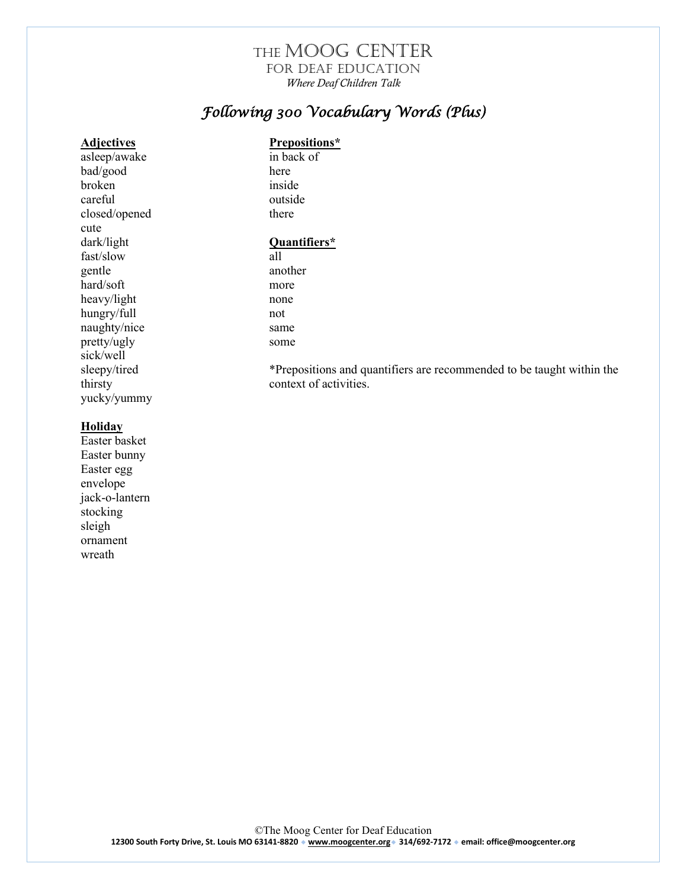# THE MOOG CENTER
## FOR DEAF EDUCATION
*Where Deaf Children Talk*

## *Following 300 Vocabulary Words (Plus)*

**Adjectives**
asleep/awake
bad/good
broken
careful
closed/opened
cute
dark/light
fast/slow
gentle
hard/soft
heavy/light
hungry/full
naughty/nice
pretty/ugly
sick/well
sleepy/tired
thirsty
yucky/yummy

**Holiday**
Easter basket
Easter bunny
Easter egg
envelope
jack-o-lantern
stocking
sleigh
ornament
wreath

**Prepositions***
in back of
here
inside
outside
there

**Quantifiers***
all
another
more
none
not
same
some

*Prepositions and quantifiers are recommended to be taught within the context of activities.

©The Moog Center for Deaf Education
12300 South Forty Drive, St. Louis MO 63141-8820 ◆ www.moogcenter.org ◆ 314/692-7172 ◆ email: office@moogcenter.org